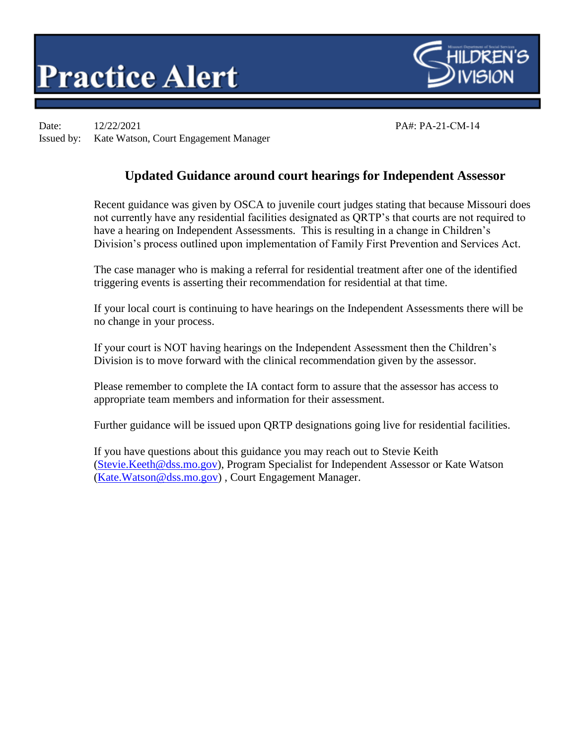# Practice Alert

Children's Division

Date: 12/22/2021

Issued by: Kate Watson, Court Engagement Manager

PA#: PA-21-CM-14

## Updated Guidance around court hearings for Independent Assessor

Recent guidance was given by OSCA to juvenile court judges stating that because Missouri does not currently have any residential facilities designated as QRTP's that courts are not required to have a hearing on Independent Assessments. This is resulting in a change in Children's Division's process outlined upon implementation of Family First Prevention and Services Act.

The case manager who is making a referral for residential treatment after one of the identified triggering events is asserting their recommendation for residential at that time.

If your local court is continuing to have hearings on the Independent Assessments there will be no change in your process.

If your court is NOT having hearings on the Independent Assessment then the Children's Division is to move forward with the clinical recommendation given by the assessor.

Please remember to complete the IA contact form to assure that the assessor has access to appropriate team members and information for their assessment.

Further guidance will be issued upon QRTP designations going live for residential facilities.

If you have questions about this guidance you may reach out to Stevie Keith (Stevie.Keeth@dss.mo.gov), Program Specialist for Independent Assessor or Kate Watson (Kate.Watson@dss.mo.gov) , Court Engagement Manager.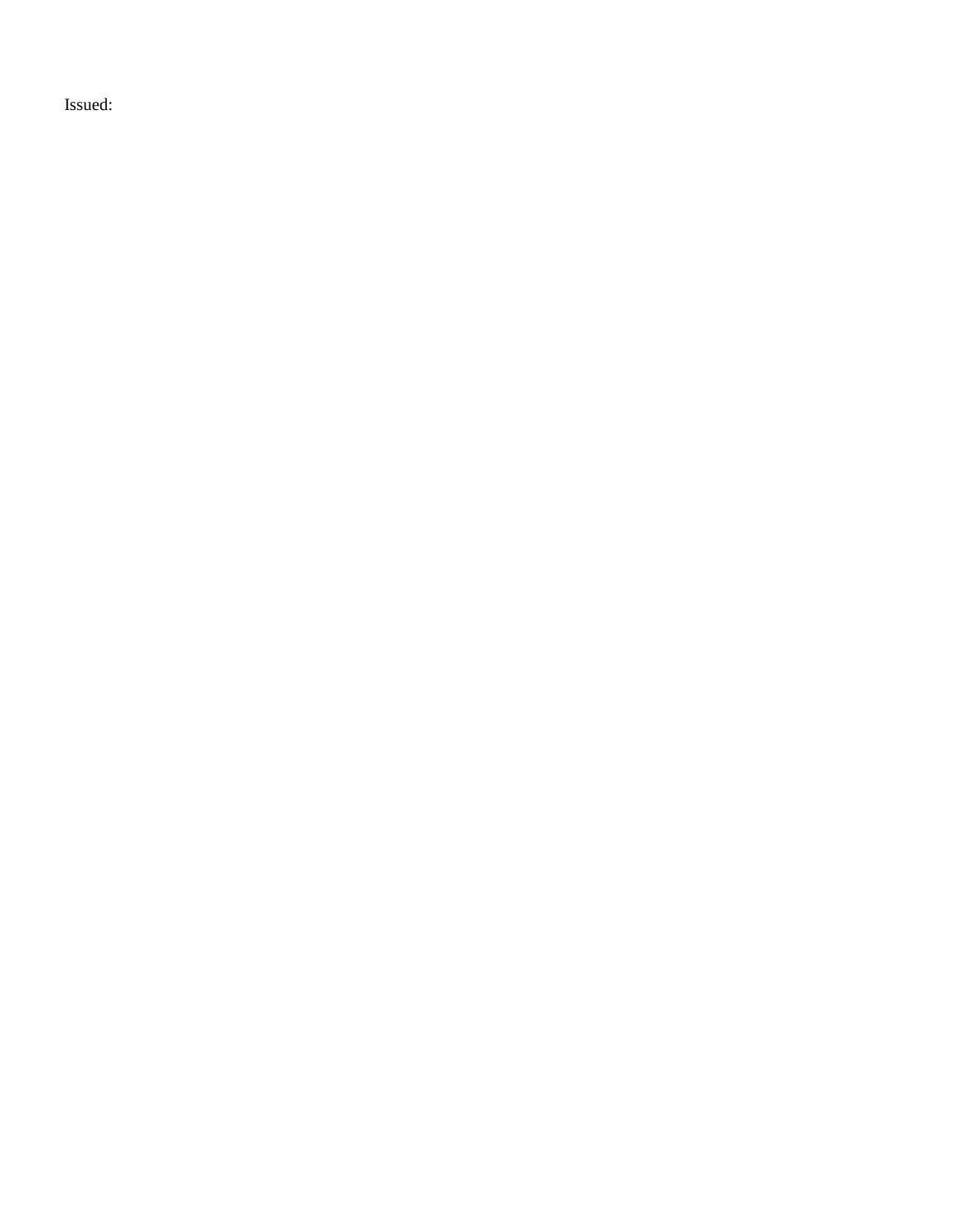Issued: